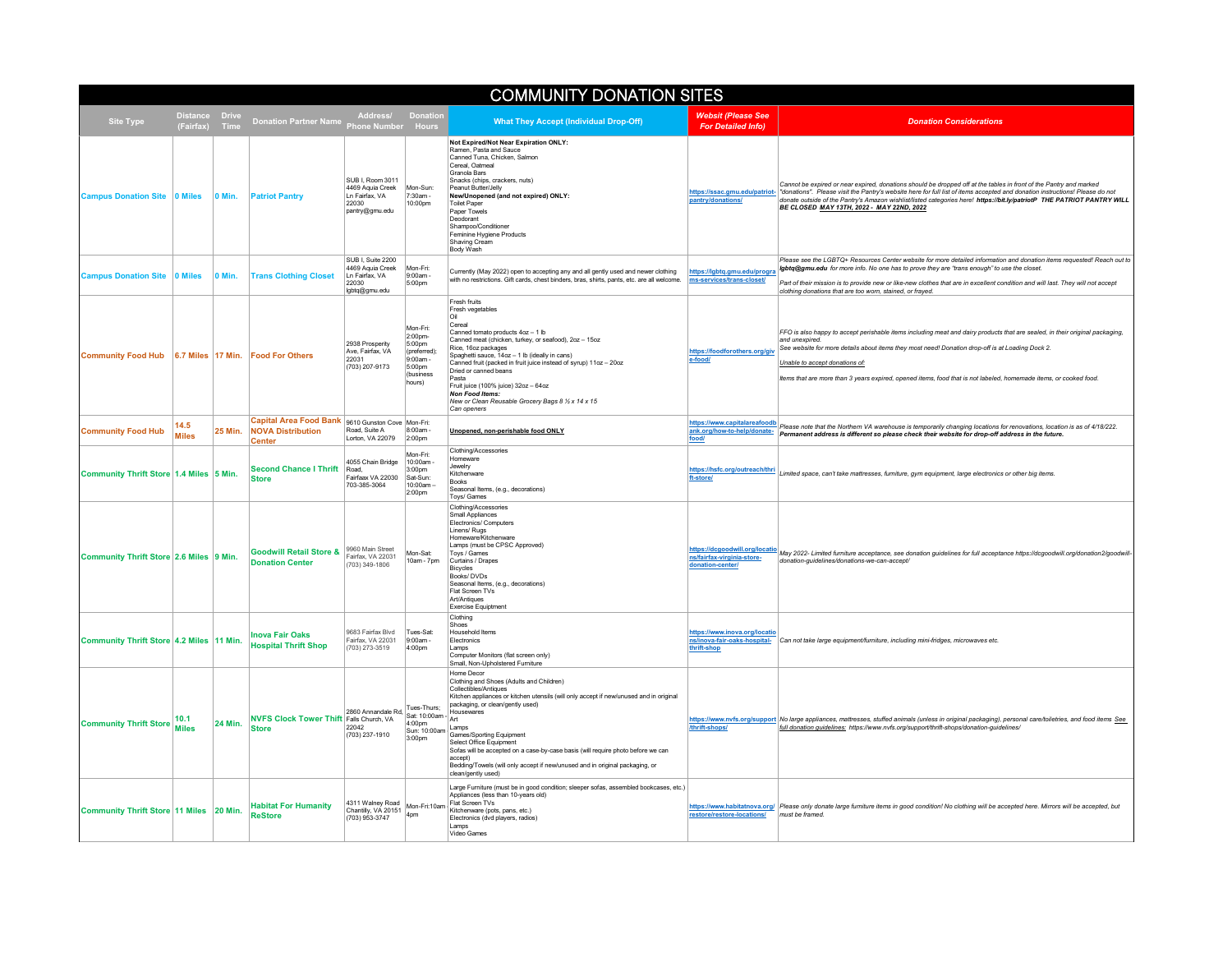# COMMUNITY DONATION SITES

| Site Type | Distance (Fairfax) | Drive Time | Donation Partner Name | Address/ Phone Number | Donation Hours | What They Accept (Individual Drop-Off) | Websit (Please See For Detailed Info) | Donation Considerations |
|---|---|---|---|---|---|---|---|---|
| Campus Donation Site | 0 Miles | 0 Min. | Patriot Pantry | SUB I, Room 3011 4469 Aquia Creek Ln Fairfax, VA 22030 pantry@gmu.edu | Mon-Sun: 7:30am - 10:00pm | **Not Expired/Not Near Expiration ONLY:** Ramen, Pasta and Sauce; Canned Tuna, Chicken, Salmon; Cereal, Oatmeal; Granola Bars; Snacks (chips, crackers, nuts); Peanut Butter/Jelly; **New/Unopened (and not expired) ONLY:** Toilet Paper; Paper Towels; Deodorant; Shampoo/Conditioner; Feminine Hygiene Products; Shaving Cream; Body Wash | https://ssac.gmu.edu/patriot-pantry/donations/ | *Cannot be expired or near expired, donations should be dropped off at the tables in front of the Pantry and marked "donations". Please visit the Pantry's website here for full list of items accepted and donation instructions! Please do not donate outside of the Pantry's Amazon wishlist/listed categories here!* ***https://bit.ly/patriotP THE PATRIOT PANTRY WILL BE CLOSED MAY 13TH, 2022 - MAY 22ND, 2022*** |
| Campus Donation Site | 0 Miles | 0 Min. | Trans Clothing Closet | SUB I, Suite 2200 4469 Aquia Creek Ln Fairfax, VA 22030 lgbtq@gmu.edu | Mon-Fri: 9:00am - 5:00pm | Currently (May 2022) open to accepting any and all gently used and newer clothing with no restrictions. Gift cards, chest binders, bras, shirts, pants, etc. are all welcome. | https://lgbtq.gmu.edu/programs-services/trans-closet/ | *Please see the LGBTQ+ Resources Center website for more detailed information and donation items requested! Reach out to* ***lgbtq@gmu.edu*** *for more info. No one has to prove they are "trans enough" to use the closet.* *Part of their mission is to provide new or like-new clothes that are in excellent condition and will last. They will not accept clothing donations that are too worn, stained, or frayed.* |
| Community Food Hub | 6.7 Miles | 17 Min. | Food For Others | 2938 Prosperity Ave, Fairfax, VA 22031 (703) 207-9173 | Mon-Fri: 2:00pm-5:00pm (preferred); 9:00am - 5:00pm (business hours) | Fresh fruits; Fresh vegetables; Oil; Cereal; Canned tomato products 4oz – 1 lb; Canned meat (chicken, turkey, or seafood), 2oz – 15oz; Rice, 16oz packages; Spaghetti sauce, 14oz – 1 lb (ideally in cans); Canned fruit (packed in fruit juice instead of syrup) 11oz – 20oz; Dried or canned beans; Pasta; Fruit juice (100% juice) 32oz – 64oz; ***Non Food Items:*** *New or Clean Reusable Grocery Bags 8 ½ x 14 x 15*; Can openers | https://foodforothers.org/give-food/ | *FFO is also happy to accept perishable items including meat and dairy products that are sealed, in their original packaging, and unexpired.* *See website for more details about items they most need! Donation drop-off is at Loading Dock 2.* *Unable to accept donations of:* *Items that are more than 3 years expired, opened items, food that is not labeled, homemade items, or cooked food.* |
| Community Food Hub | 14.5 Miles | 25 Min. | Capital Area Food Bank NOVA Distribution Center | 9610 Gunston Cove Road, Suite A Lorton, VA 22079 | Mon-Fri: 8:00am - 2:00pm | **Unopened, non-perishable food ONLY** | https://www.capitalareafoodbank.org/how-to-help/donate-food/ | *Please note that the Northern VA warehouse is temporarily changing locations for renovations, location is as of 4/18/222.* ***Permanent address is different so please check their website for drop-off address in the future.*** |
| Community Thrift Store | 1.4 Miles | 5 Min. | Second Chance I Thrift Store | 4055 Chain Bridge Road, Fairfaax VA 22030 703-385-3064 | Mon-Fri: 10:00am - 3:00pm Sat-Sun: 10:00am – 2:00pm | Clothing/Accessories; Homeware; Jewelry; Kitchenware; Books; Seasonal Items, (e.g., decorations); Toys/ Games | https://hsfc.org/outreach/thrift-store/ | *Limited space, can't take mattresses, furniture, gym equipment, large electronics or other big items.* |
| Community Thrift Store | 2.6 Miles | 9 Min. | Goodwill Retail Store & Donation Center | 9960 Main Street Fairfax, VA 22031 (703) 349-1806 | Mon-Sat: 10am - 7pm | Clothing/Accessories; Small Appliances; Electronics/ Computers; Linens/ Rugs; Homeware/Kitchenware; Lamps (must be CPSC Approved); Toys / Games; Curtains / Drapes; Bicycles; Books/ DVDs; Seasonal Items, (e.g., decorations); Flat Screen TVs; Art/Antiques; Exercise Equiptment | https://dcgoodwill.org/locations/fairfax-virginia-store-donation-center/ | *May 2022- Limited furniture acceptance, see donation guidelines for full acceptance https://dcgoodwill.org/donation2/goodwill-donation-guidelines/donations-we-can-accept/* |
| Community Thrift Store | 4.2 Miles | 11 Min. | Inova Fair Oaks Hospital Thrift Shop | 9683 Fairfax Blvd Fairfax, VA 22031 (703) 273-3519 | Tues-Sat: 9:00am - 4:00pm | Clothing; Shoes; Household Items; Electronics; Lamps; Computer Monitors (flat screen only); Small, Non-Upholstered Furniture | https://www.inova.org/locations/inova-fair-oaks-hospital-thrift-shop | *Can not take large equipment/furniture, including mini-fridges, microwaves etc.* |
| Community Thrift Store | 10.1 Miles | 24 Min. | NVFS Clock Tower Thrift Store | 2860 Annandale Rd, Falls Church, VA 22042 (703) 237-1910 | Tues-Thurs; Sat: 10:00am - 4:00pm Sun: 10:00am - 3:00pm | Home Decor; Clothing and Shoes (Adults and Children); Collectibles/Antiques; Kitchen appliances or kitchen utensils (will only accept if new/unused and in original packaging, or clean/gently used); Housewares; Art; Lamps; Games/Sporting Equipment; Select Office Equipment; Sofas will be accepted on a case-by-case basis (will require photo before we can accept); Bedding/Towels (will only accept if new/unused and in original packaging, or clean/gently used) | https://www.nvfs.org/support/thrift-shops/ | *No large appliances, mattresses, stuffed animals (unless in original packaging), personal care/toiletries, and food items* *See full donation guidelines: https://www.nvfs.org/support/thrift-shops/donation-guidelines/* |
| Community Thrift Store | 11 Miles | 20 Min. | Habitat For Humanity ReStore | 4311 Walney Road Chantilly, VA 20151 (703) 953-3747 | Mon-Fri:10am - 4pm | Large Furniture (must be in good condition; sleeper sofas, assembled bookcases, etc.); Appliances (less than 10-years old); Flat Screen TVs; Kitchenware (pots, pans, etc.); Electronics (dvd players, radios); Lamps; Video Games | https://www.habitatnova.org/restore/restore-locations/ | *Please only donate large furniture items in good condition! No clothing will be accepted here. Mirrors will be accepted, but must be framed.* |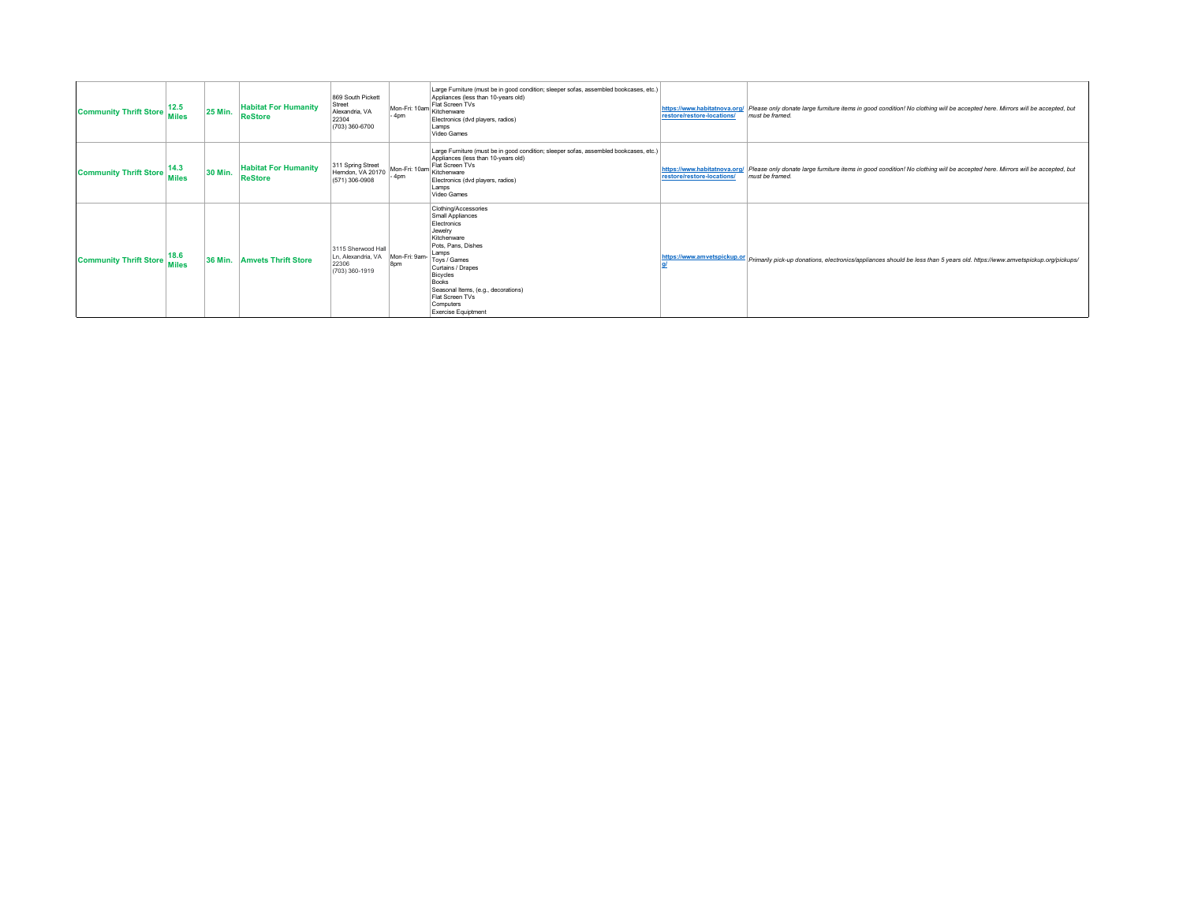| | | | | | | | | |
|---|---|---|---|---|---|---|---|---|
| **Community Thrift Store** | **12.5 Miles** | **25 Min.** | **Habitat For Humanity ReStore** | 869 South Pickett Street Alexandria, VA 22304 (703) 360-6700 | Mon-Fri: 10am - 4pm | Large Furniture (must be in good condition; sleeper sofas, assembled bookcases, etc.)<br>Appliances (less than 10-years old)<br>Flat Screen TVs<br>Kitchenware<br>Electronics (dvd players, radios)<br>Lamps<br>Video Games | https://www.habitatnova.org/restore/restore-locations/ | *Please only donate large furniture items in good condition! No clothing will be accepted here. Mirrors will be accepted, but must be framed.* |
| **Community Thrift Store** | **14.3 Miles** | **30 Min.** | **Habitat For Humanity ReStore** | 311 Spring Street Herndon, VA 20170 (571) 306-0908 | Mon-Fri: 10am - 4pm | Large Furniture (must be in good condition; sleeper sofas, assembled bookcases, etc.)<br>Appliances (less than 10-years old)<br>Flat Screen TVs<br>Kitchenware<br>Electronics (dvd players, radios)<br>Lamps<br>Video Games | https://www.habitatnova.org/restore/restore-locations/ | *Please only donate large furniture items in good condition! No clothing will be accepted here. Mirrors will be accepted, but must be framed.* |
| **Community Thrift Store** | **18.6 Miles** | **36 Min.** | **Amvets Thrift Store** | 3115 Sherwood Hall Ln, Alexandria, VA 22306 (703) 360-1919 | Mon-Fri: 9am-8pm | Clothing/Accessories<br>Small Appliances<br>Electronics<br>Jewelry<br>Kitchenware<br>Pots, Pans, Dishes<br>Lamps<br>Toys / Games<br>Curtains / Drapes<br>Bicycles<br>Books<br>Seasonal Items, (e.g., decorations)<br>Flat Screen TVs<br>Computers<br>Exercise Equiptment | https://www.amvetspickup.org/ | *Primarily pick-up donations, electronics/appliances should be less than 5 years old. https://www.amvetspickup.org/pickups/* |